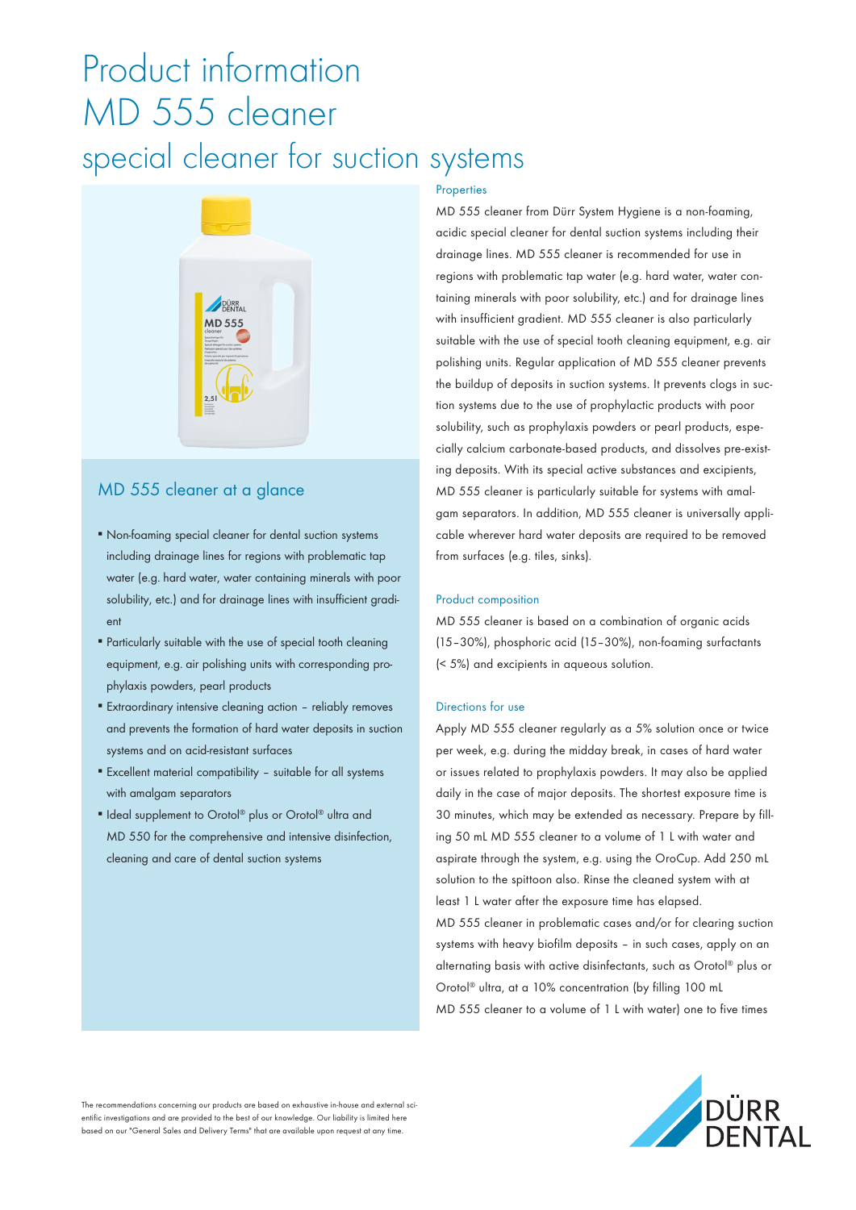# Product information MD 555 cleaner

## special cleaner for suction systems

### MD 555 cleaner at a glance

- Non-foaming special cleaner for dental suction systems including drainage lines for regions with problematic tap water (e.g. hard water, water containing minerals with poor solubility, etc.) and for drainage lines with insufficient gradient
- Particularly suitable with the use of special tooth cleaning equipment, e.g. air polishing units with corresponding prophylaxis powders, pearl products
- Extraordinary intensive cleaning action – reliably removes and prevents the formation of hard water deposits in suction systems and on acid-resistant surfaces
- Excellent material compatibility – suitable for all systems with amalgam separators
- Ideal supplement to Orotol® plus or Orotol® ultra and MD 550 for the comprehensive and intensive disinfection, cleaning and care of dental suction systems

### Properties

MD 555 cleaner from Dürr System Hygiene is a non-foaming, acidic special cleaner for dental suction systems including their drainage lines. MD 555 cleaner is recommended for use in regions with problematic tap water (e.g. hard water, water containing minerals with poor solubility, etc.) and for drainage lines with insufficient gradient. MD 555 cleaner is also particularly suitable with the use of special tooth cleaning equipment, e.g. air polishing units. Regular application of MD 555 cleaner prevents the buildup of deposits in suction systems. It prevents clogs in suction systems due to the use of prophylactic products with poor solubility, such as prophylaxis powders or pearl products, especially calcium carbonate-based products, and dissolves pre-existing deposits. With its special active substances and excipients, MD 555 cleaner is particularly suitable for systems with amalgam separators. In addition, MD 555 cleaner is universally applicable wherever hard water deposits are required to be removed from surfaces (e.g. tiles, sinks).

### Product composition

MD 555 cleaner is based on a combination of organic acids (15–30%), phosphoric acid (15–30%), non-foaming surfactants (< 5%) and excipients in aqueous solution.

### Directions for use

Apply MD 555 cleaner regularly as a 5% solution once or twice per week, e.g. during the midday break, in cases of hard water or issues related to prophylaxis powders. It may also be applied daily in the case of major deposits. The shortest exposure time is 30 minutes, which may be extended as necessary. Prepare by filling 50 mL MD 555 cleaner to a volume of 1 L with water and aspirate through the system, e.g. using the OroCup. Add 250 mL solution to the spittoon also. Rinse the cleaned system with at least 1 L water after the exposure time has elapsed.

MD 555 cleaner in problematic cases and/or for clearing suction systems with heavy biofilm deposits – in such cases, apply on an alternating basis with active disinfectants, such as Orotol® plus or Orotol® ultra, at a 10% concentration (by filling 100 mL MD 555 cleaner to a volume of 1 L with water) one to five times

The recommendations concerning our products are based on exhaustive in-house and external scientific investigations and are provided to the best of our knowledge. Our liability is limited here based on our "General Sales and Delivery Terms" that are available upon request at any time.

DÜRR DENTAL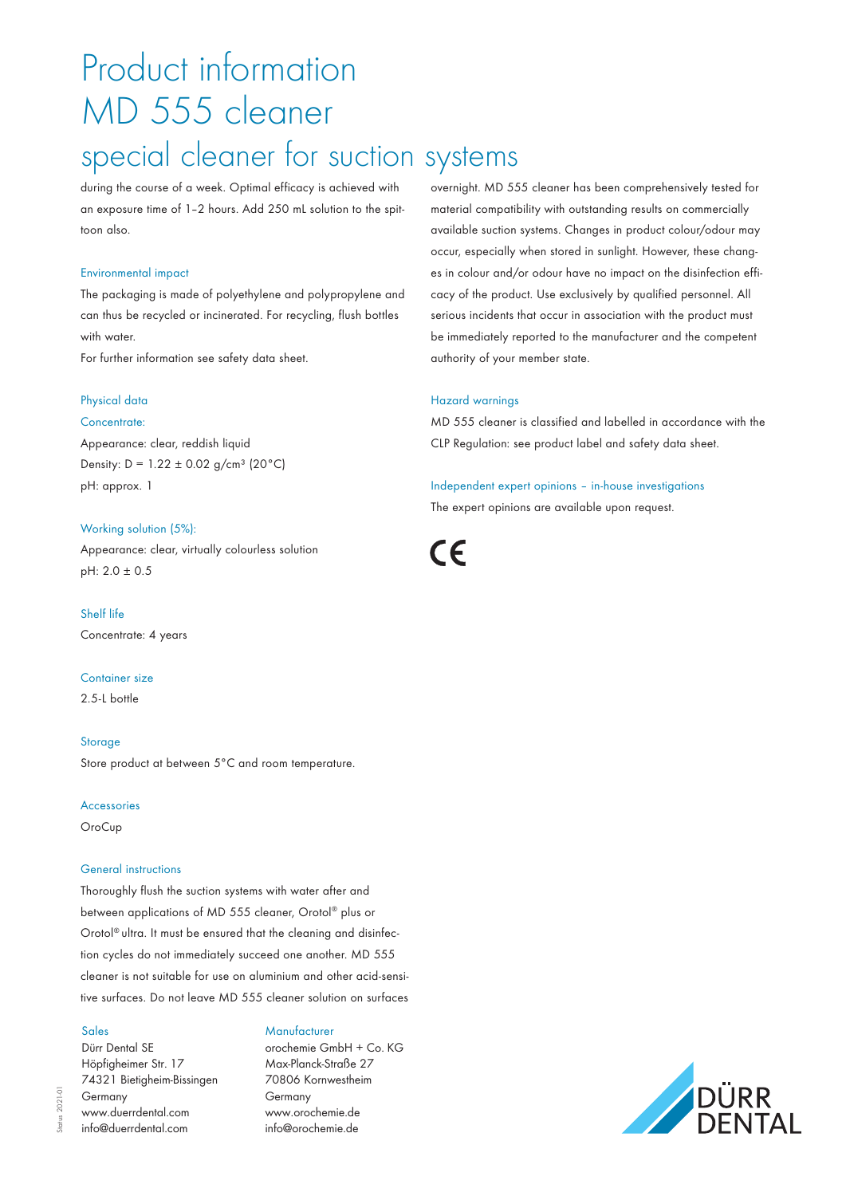# Product information MD 555 cleaner

## special cleaner for suction systems

during the course of a week. Optimal efficacy is achieved with an exposure time of 1–2 hours. Add 250 mL solution to the spittoon also.

### Environmental impact

The packaging is made of polyethylene and polypropylene and can thus be recycled or incinerated. For recycling, flush bottles with water.

For further information see safety data sheet.

### Physical data

**Concentrate:**

Appearance: clear, reddish liquid

Density: D = 1.22 ± 0.02 g/cm³ (20°C)

pH: approx. 1

**Working solution (5%):**

Appearance: clear, virtually colourless solution

pH: 2.0 ± 0.5

### Shelf life

Concentrate: 4 years

### Container size

2.5-L bottle

### Storage

Store product at between 5°C and room temperature.

### Accessories

OroCup

### General instructions

Thoroughly flush the suction systems with water after and between applications of MD 555 cleaner, Orotol® plus or Orotol® ultra. It must be ensured that the cleaning and disinfection cycles do not immediately succeed one another. MD 555 cleaner is not suitable for use on aluminium and other acid-sensitive surfaces. Do not leave MD 555 cleaner solution on surfaces overnight. MD 555 cleaner has been comprehensively tested for material compatibility with outstanding results on commercially available suction systems. Changes in product colour/odour may occur, especially when stored in sunlight. However, these changes in colour and/or odour have no impact on the disinfection efficacy of the product. Use exclusively by qualified personnel. All serious incidents that occur in association with the product must be immediately reported to the manufacturer and the competent authority of your member state.

### Hazard warnings

MD 555 cleaner is classified and labelled in accordance with the CLP Regulation: see product label and safety data sheet.

### Independent expert opinions – in-house investigations

The expert opinions are available upon request.

CE

**Sales**

Dürr Dental SE
Höpfigheimer Str. 17
74321 Bietigheim-Bissingen
Germany
www.duerrdental.com
info@duerrdental.com

**Manufacturer**

orochemie GmbH + Co. KG
Max-Planck-Straße 27
70806 Kornwestheim
Germany
www.orochemie.de
info@orochemie.de

Status 2021-01

DÜRR DENTAL